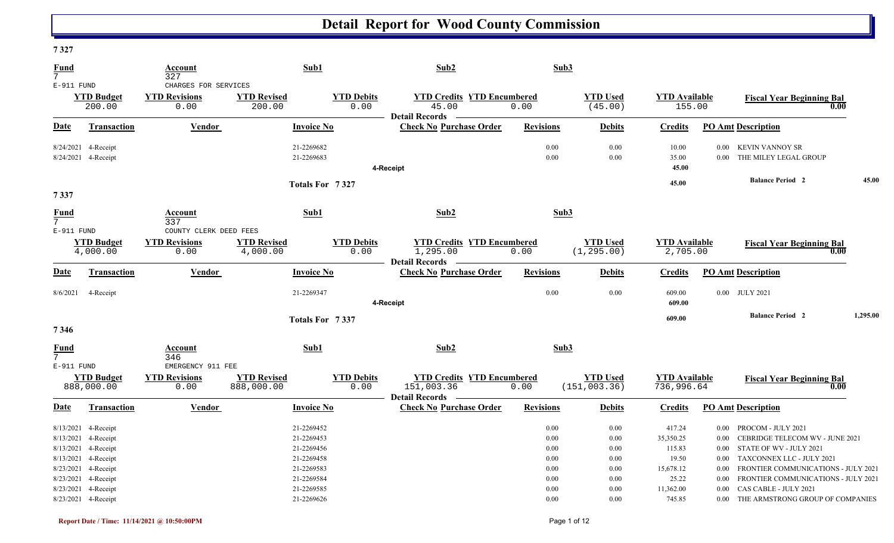# Detail Report for Wood County Commission

## 7 327

| Fund | Account | Sub1 | Sub2 | Sub3 |
|---|---|---|---|---|
| 7 | 327 | | | |
| E-911 FUND | CHARGES FOR SERVICES | | | |

| YTD Budget | YTD Revisions | YTD Revised | YTD Debits | YTD Credits | YTD Encumbered | YTD Used | YTD Available | Fiscal Year Beginning Bal |
|---|---|---|---|---|---|---|---|---|
| 200.00 | 0.00 | 200.00 | 0.00 | 45.00 | 0.00 | (45.00) | 155.00 | 0.00 |

**Detail Records**

| Date | Transaction | Vendor | Invoice No | Check No | Purchase Order | Revisions | Debits | Credits | PO Amt | Description |
|---|---|---|---|---|---|---|---|---|---|---|
| 8/24/2021 | 4-Receipt | | 21-2269682 | | | 0.00 | 0.00 | 10.00 | 0.00 | KEVIN VANNOY SR |
| 8/24/2021 | 4-Receipt | | 21-2269683 | | | 0.00 | 0.00 | 35.00 | 0.00 | THE MILEY LEGAL GROUP |
| | | | | 4-Receipt | | | | **45.00** | | |
| | | | Totals For 7 327 | | | | | **45.00** | | **Balance Period 2** 45.00 |

## 7 337

| Fund | Account | Sub1 | Sub2 | Sub3 |
|---|---|---|---|---|
| 7 | 337 | | | |
| E-911 FUND | COUNTY CLERK DEED FEES | | | |

| YTD Budget | YTD Revisions | YTD Revised | YTD Debits | YTD Credits | YTD Encumbered | YTD Used | YTD Available | Fiscal Year Beginning Bal |
|---|---|---|---|---|---|---|---|---|
| 4,000.00 | 0.00 | 4,000.00 | 0.00 | 1,295.00 | 0.00 | (1,295.00) | 2,705.00 | 0.00 |

**Detail Records**

| Date | Transaction | Vendor | Invoice No | Check No | Purchase Order | Revisions | Debits | Credits | PO Amt | Description |
|---|---|---|---|---|---|---|---|---|---|---|
| 8/6/2021 | 4-Receipt | | 21-2269347 | | | 0.00 | 0.00 | 609.00 | 0.00 | JULY 2021 |
| | | | | 4-Receipt | | | | **609.00** | | |
| | | | Totals For 7 337 | | | | | **609.00** | | **Balance Period 2** 1,295.00 |

## 7 346

| Fund | Account | Sub1 | Sub2 | Sub3 |
|---|---|---|---|---|
| 7 | 346 | | | |
| E-911 FUND | EMERGENCY 911 FEE | | | |

| YTD Budget | YTD Revisions | YTD Revised | YTD Debits | YTD Credits | YTD Encumbered | YTD Used | YTD Available | Fiscal Year Beginning Bal |
|---|---|---|---|---|---|---|---|---|
| 888,000.00 | 0.00 | 888,000.00 | 0.00 | 151,003.36 | 0.00 | (151,003.36) | 736,996.64 | 0.00 |

**Detail Records**

| Date | Transaction | Vendor | Invoice No | Check No | Purchase Order | Revisions | Debits | Credits | PO Amt | Description |
|---|---|---|---|---|---|---|---|---|---|---|
| 8/13/2021 | 4-Receipt | | 21-2269452 | | | 0.00 | 0.00 | 417.24 | 0.00 | PROCOM - JULY 2021 |
| 8/13/2021 | 4-Receipt | | 21-2269453 | | | 0.00 | 0.00 | 35,350.25 | 0.00 | CEBRIDGE TELECOM WV - JUNE 2021 |
| 8/13/2021 | 4-Receipt | | 21-2269456 | | | 0.00 | 0.00 | 115.83 | 0.00 | STATE OF WV - JULY 2021 |
| 8/13/2021 | 4-Receipt | | 21-2269458 | | | 0.00 | 0.00 | 19.50 | 0.00 | TAXCONNEX LLC - JULY 2021 |
| 8/23/2021 | 4-Receipt | | 21-2269583 | | | 0.00 | 0.00 | 15,678.12 | 0.00 | FRONTIER COMMUNICATIONS - JULY 2021 |
| 8/23/2021 | 4-Receipt | | 21-2269584 | | | 0.00 | 0.00 | 25.22 | 0.00 | FRONTIER COMMUNICATIONS - JULY 2021 |
| 8/23/2021 | 4-Receipt | | 21-2269585 | | | 0.00 | 0.00 | 11,362.00 | 0.00 | CAS CABLE - JULY 2021 |
| 8/23/2021 | 4-Receipt | | 21-2269626 | | | 0.00 | 0.00 | 745.85 | 0.00 | THE ARMSTRONG GROUP OF COMPANIES |

Report Date / Time: 11/14/2021 @ 10:50:00PM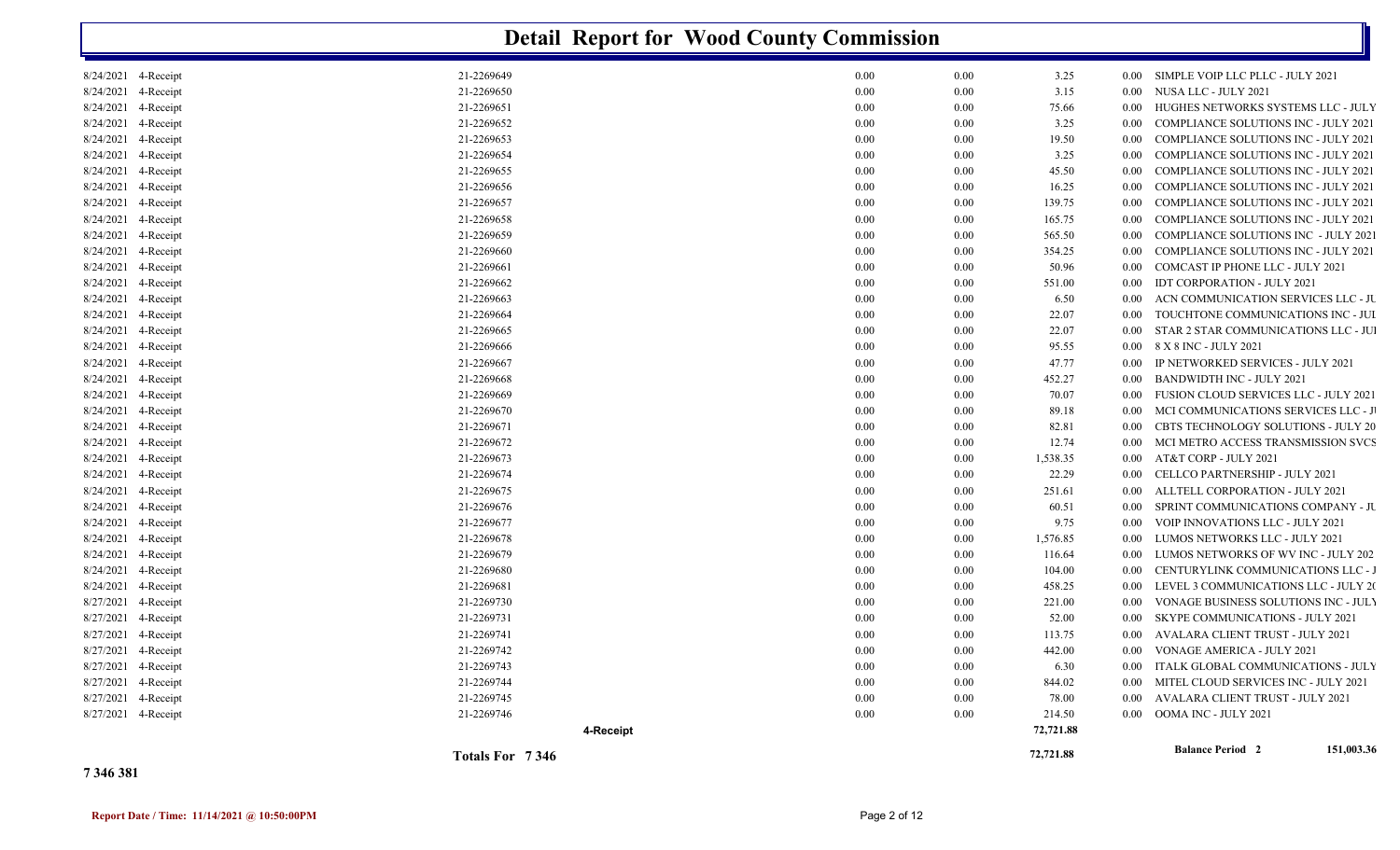# Detail Report for Wood County Commission

| Date | Type | Receipt No. | | | | | Description |
|---|---|---|---|---|---|---|---|
| 8/24/2021 | 4-Receipt | 21-2269649 | 0.00 | 0.00 | 3.25 | 0.00 | SIMPLE VOIP LLC PLLC - JULY 2021 |
| 8/24/2021 | 4-Receipt | 21-2269650 | 0.00 | 0.00 | 3.15 | 0.00 | NUSA LLC - JULY 2021 |
| 8/24/2021 | 4-Receipt | 21-2269651 | 0.00 | 0.00 | 75.66 | 0.00 | HUGHES NETWORKS SYSTEMS LLC - JULY |
| 8/24/2021 | 4-Receipt | 21-2269652 | 0.00 | 0.00 | 3.25 | 0.00 | COMPLIANCE SOLUTIONS INC - JULY 2021 |
| 8/24/2021 | 4-Receipt | 21-2269653 | 0.00 | 0.00 | 19.50 | 0.00 | COMPLIANCE SOLUTIONS INC - JULY 2021 |
| 8/24/2021 | 4-Receipt | 21-2269654 | 0.00 | 0.00 | 3.25 | 0.00 | COMPLIANCE SOLUTIONS INC - JULY 2021 |
| 8/24/2021 | 4-Receipt | 21-2269655 | 0.00 | 0.00 | 45.50 | 0.00 | COMPLIANCE SOLUTIONS INC - JULY 2021 |
| 8/24/2021 | 4-Receipt | 21-2269656 | 0.00 | 0.00 | 16.25 | 0.00 | COMPLIANCE SOLUTIONS INC - JULY 2021 |
| 8/24/2021 | 4-Receipt | 21-2269657 | 0.00 | 0.00 | 139.75 | 0.00 | COMPLIANCE SOLUTIONS INC - JULY 2021 |
| 8/24/2021 | 4-Receipt | 21-2269658 | 0.00 | 0.00 | 165.75 | 0.00 | COMPLIANCE SOLUTIONS INC - JULY 2021 |
| 8/24/2021 | 4-Receipt | 21-2269659 | 0.00 | 0.00 | 565.50 | 0.00 | COMPLIANCE SOLUTIONS INC - JULY 2021 |
| 8/24/2021 | 4-Receipt | 21-2269660 | 0.00 | 0.00 | 354.25 | 0.00 | COMPLIANCE SOLUTIONS INC - JULY 2021 |
| 8/24/2021 | 4-Receipt | 21-2269661 | 0.00 | 0.00 | 50.96 | 0.00 | COMCAST IP PHONE LLC - JULY 2021 |
| 8/24/2021 | 4-Receipt | 21-2269662 | 0.00 | 0.00 | 551.00 | 0.00 | IDT CORPORATION - JULY 2021 |
| 8/24/2021 | 4-Receipt | 21-2269663 | 0.00 | 0.00 | 6.50 | 0.00 | ACN COMMUNICATION SERVICES LLC - JU |
| 8/24/2021 | 4-Receipt | 21-2269664 | 0.00 | 0.00 | 22.07 | 0.00 | TOUCHTONE COMMUNICATIONS INC - JUI |
| 8/24/2021 | 4-Receipt | 21-2269665 | 0.00 | 0.00 | 22.07 | 0.00 | STAR 2 STAR COMMUNICATIONS LLC - JUI |
| 8/24/2021 | 4-Receipt | 21-2269666 | 0.00 | 0.00 | 95.55 | 0.00 | 8 X 8 INC - JULY 2021 |
| 8/24/2021 | 4-Receipt | 21-2269667 | 0.00 | 0.00 | 47.77 | 0.00 | IP NETWORKED SERVICES - JULY 2021 |
| 8/24/2021 | 4-Receipt | 21-2269668 | 0.00 | 0.00 | 452.27 | 0.00 | BANDWIDTH INC - JULY 2021 |
| 8/24/2021 | 4-Receipt | 21-2269669 | 0.00 | 0.00 | 70.07 | 0.00 | FUSION CLOUD SERVICES LLC - JULY 2021 |
| 8/24/2021 | 4-Receipt | 21-2269670 | 0.00 | 0.00 | 89.18 | 0.00 | MCI COMMUNICATIONS SERVICES LLC - JI |
| 8/24/2021 | 4-Receipt | 21-2269671 | 0.00 | 0.00 | 82.81 | 0.00 | CBTS TECHNOLOGY SOLUTIONS - JULY 20 |
| 8/24/2021 | 4-Receipt | 21-2269672 | 0.00 | 0.00 | 12.74 | 0.00 | MCI METRO ACCESS TRANSMISSION SVCS |
| 8/24/2021 | 4-Receipt | 21-2269673 | 0.00 | 0.00 | 1,538.35 | 0.00 | AT&T CORP - JULY 2021 |
| 8/24/2021 | 4-Receipt | 21-2269674 | 0.00 | 0.00 | 22.29 | 0.00 | CELLCO PARTNERSHIP - JULY 2021 |
| 8/24/2021 | 4-Receipt | 21-2269675 | 0.00 | 0.00 | 251.61 | 0.00 | ALLTELL CORPORATION - JULY 2021 |
| 8/24/2021 | 4-Receipt | 21-2269676 | 0.00 | 0.00 | 60.51 | 0.00 | SPRINT COMMUNICATIONS COMPANY - JU |
| 8/24/2021 | 4-Receipt | 21-2269677 | 0.00 | 0.00 | 9.75 | 0.00 | VOIP INNOVATIONS LLC - JULY 2021 |
| 8/24/2021 | 4-Receipt | 21-2269678 | 0.00 | 0.00 | 1,576.85 | 0.00 | LUMOS NETWORKS LLC - JULY 2021 |
| 8/24/2021 | 4-Receipt | 21-2269679 | 0.00 | 0.00 | 116.64 | 0.00 | LUMOS NETWORKS OF WV INC - JULY 202 |
| 8/24/2021 | 4-Receipt | 21-2269680 | 0.00 | 0.00 | 104.00 | 0.00 | CENTURYLINK COMMUNICATIONS LLC - J |
| 8/24/2021 | 4-Receipt | 21-2269681 | 0.00 | 0.00 | 458.25 | 0.00 | LEVEL 3 COMMUNICATIONS LLC - JULY 20 |
| 8/27/2021 | 4-Receipt | 21-2269730 | 0.00 | 0.00 | 221.00 | 0.00 | VONAGE BUSINESS SOLUTIONS INC - JULY |
| 8/27/2021 | 4-Receipt | 21-2269731 | 0.00 | 0.00 | 52.00 | 0.00 | SKYPE COMMUNICATIONS - JULY 2021 |
| 8/27/2021 | 4-Receipt | 21-2269741 | 0.00 | 0.00 | 113.75 | 0.00 | AVALARA CLIENT TRUST - JULY 2021 |
| 8/27/2021 | 4-Receipt | 21-2269742 | 0.00 | 0.00 | 442.00 | 0.00 | VONAGE AMERICA - JULY 2021 |
| 8/27/2021 | 4-Receipt | 21-2269743 | 0.00 | 0.00 | 6.30 | 0.00 | ITALK GLOBAL COMMUNICATIONS - JULY |
| 8/27/2021 | 4-Receipt | 21-2269744 | 0.00 | 0.00 | 844.02 | 0.00 | MITEL CLOUD SERVICES INC - JULY 2021 |
| 8/27/2021 | 4-Receipt | 21-2269745 | 0.00 | 0.00 | 78.00 | 0.00 | AVALARA CLIENT TRUST - JULY 2021 |
| 8/27/2021 | 4-Receipt | 21-2269746 | 0.00 | 0.00 | 214.50 | 0.00 | OOMA INC - JULY 2021 |
| | | **4-Receipt** | | | **72,721.88** | | |
| | | **Totals For 7 346** | | | **72,721.88** | | **Balance Period 2** 151,003.36 |

**7 346 381**

**Report Date / Time: 11/14/2021 @ 10:50:00PM**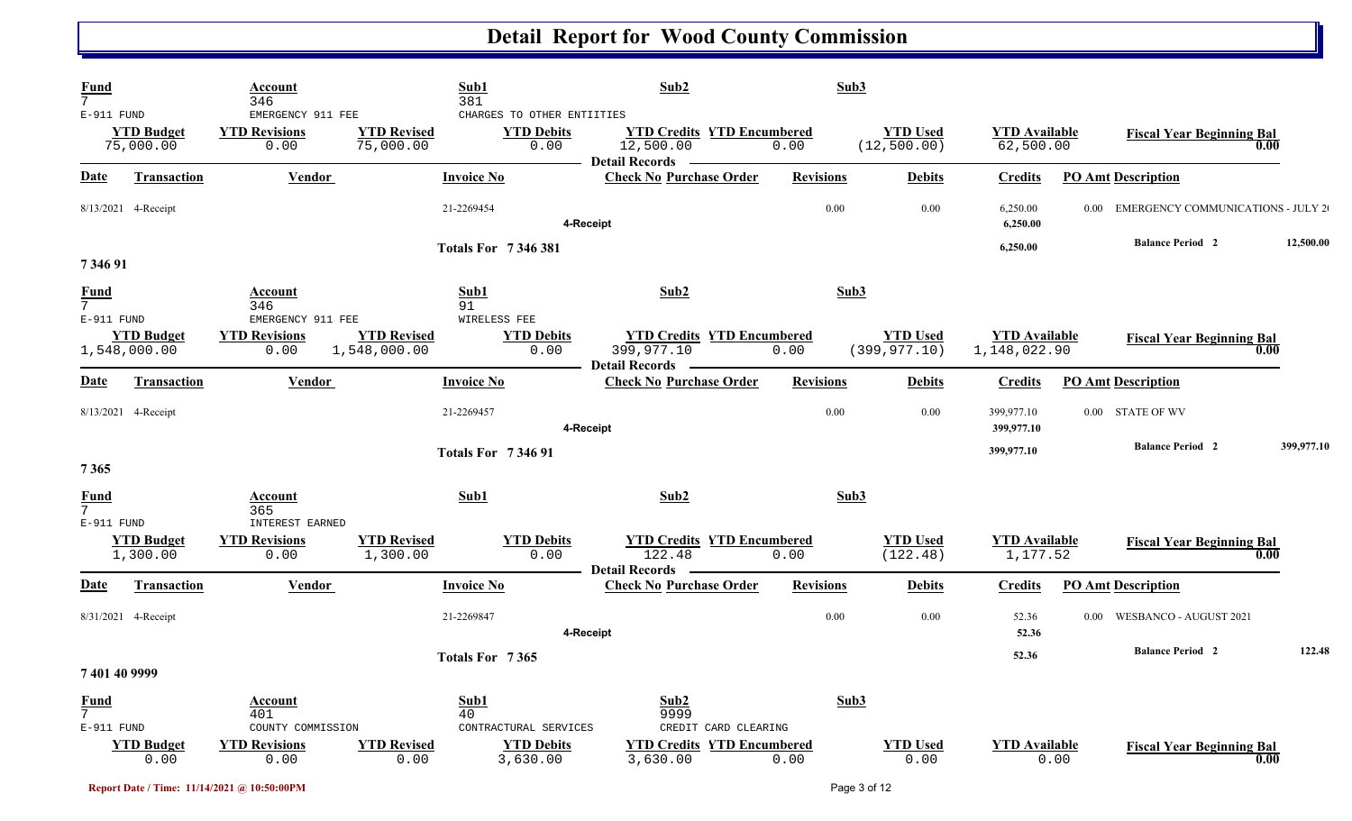# Detail Report for Wood County Commission

| Fund | Account | Sub1 | Sub2 | Sub3 |
|---|---|---|---|---|
| 7 | 346 | 381 | | |
| E-911 FUND | EMERGENCY 911 FEE | CHARGES TO OTHER ENTIITIES | | |

| YTD Budget | YTD Revisions | YTD Revised | YTD Debits | YTD Credits | YTD Encumbered | YTD Used | YTD Available | Fiscal Year Beginning Bal |
|---|---|---|---|---|---|---|---|---|
| 75,000.00 | 0.00 | 75,000.00 | 0.00 | 12,500.00 | 0.00 | (12,500.00) | 62,500.00 | 0.00 |

**Detail Records**

| Date | Transaction | Vendor | Invoice No | Check No | Purchase Order | Revisions | Debits | Credits | PO Amt | Description |
|---|---|---|---|---|---|---|---|---|---|---|
| 8/13/2021 | 4-Receipt | | 21-2269454 | | | 0.00 | 0.00 | 6,250.00 | 0.00 | EMERGENCY COMMUNICATIONS - JULY 2( |
| | | | | 4-Receipt | | | | 6,250.00 | | |
| | | | Totals For 7 346 381 | | | | | 6,250.00 | | Balance Period 2 12,500.00 |

## 7 346 91

| Fund | Account | Sub1 | Sub2 | Sub3 |
|---|---|---|---|---|
| 7 | 346 | 91 | | |
| E-911 FUND | EMERGENCY 911 FEE | WIRELESS FEE | | |

| YTD Budget | YTD Revisions | YTD Revised | YTD Debits | YTD Credits | YTD Encumbered | YTD Used | YTD Available | Fiscal Year Beginning Bal |
|---|---|---|---|---|---|---|---|---|
| 1,548,000.00 | 0.00 | 1,548,000.00 | 0.00 | 399,977.10 | 0.00 | (399,977.10) | 1,148,022.90 | 0.00 |

**Detail Records**

| Date | Transaction | Vendor | Invoice No | Check No | Purchase Order | Revisions | Debits | Credits | PO Amt | Description |
|---|---|---|---|---|---|---|---|---|---|---|
| 8/13/2021 | 4-Receipt | | 21-2269457 | | | 0.00 | 0.00 | 399,977.10 | 0.00 | STATE OF WV |
| | | | | 4-Receipt | | | | 399,977.10 | | |
| | | | Totals For 7 346 91 | | | | | 399,977.10 | | Balance Period 2 399,977.10 |

## 7 365

| Fund | Account | Sub1 | Sub2 | Sub3 |
|---|---|---|---|---|
| 7 | 365 | | | |
| E-911 FUND | INTEREST EARNED | | | |

| YTD Budget | YTD Revisions | YTD Revised | YTD Debits | YTD Credits | YTD Encumbered | YTD Used | YTD Available | Fiscal Year Beginning Bal |
|---|---|---|---|---|---|---|---|---|
| 1,300.00 | 0.00 | 1,300.00 | 0.00 | 122.48 | 0.00 | (122.48) | 1,177.52 | 0.00 |

**Detail Records**

| Date | Transaction | Vendor | Invoice No | Check No | Purchase Order | Revisions | Debits | Credits | PO Amt | Description |
|---|---|---|---|---|---|---|---|---|---|---|
| 8/31/2021 | 4-Receipt | | 21-2269847 | | | 0.00 | 0.00 | 52.36 | 0.00 | WESBANCO - AUGUST 2021 |
| | | | | 4-Receipt | | | | 52.36 | | |
| | | | Totals For 7 365 | | | | | 52.36 | | Balance Period 2 122.48 |

## 7 401 40 9999

| Fund | Account | Sub1 | Sub2 | Sub3 |
|---|---|---|---|---|
| 7 | 401 | 40 | 9999 | |
| E-911 FUND | COUNTY COMMISSION | CONTRACTURAL SERVICES | CREDIT CARD CLEARING | |

| YTD Budget | YTD Revisions | YTD Revised | YTD Debits | YTD Credits | YTD Encumbered | YTD Used | YTD Available | Fiscal Year Beginning Bal |
|---|---|---|---|---|---|---|---|---|
| 0.00 | 0.00 | 0.00 | 3,630.00 | 3,630.00 | 0.00 | 0.00 | 0.00 | 0.00 |

Report Date / Time: 11/14/2021 @ 10:50:00PM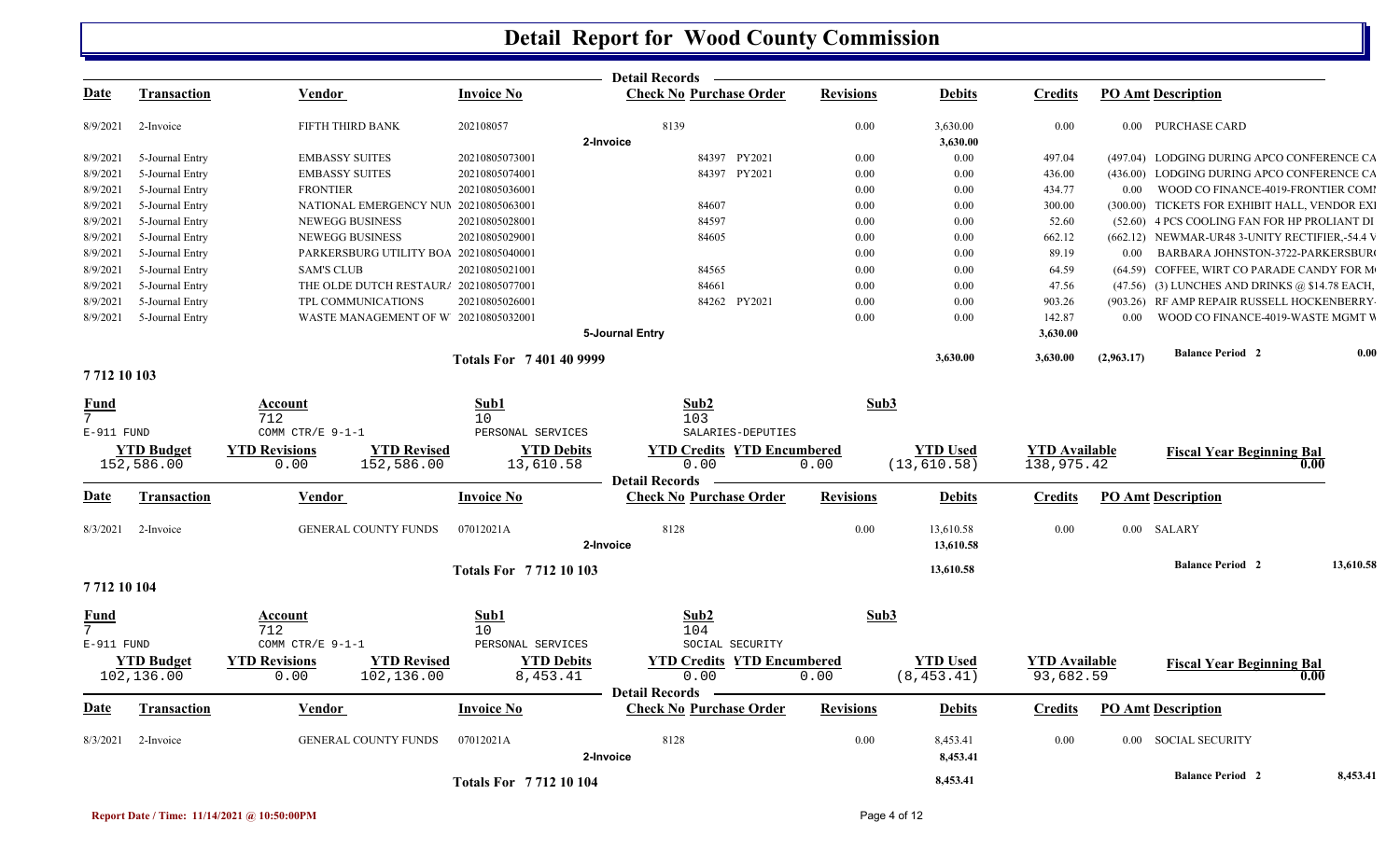# Detail Report for Wood County Commission

| Date | Transaction | Vendor | Invoice No | Check No | Purchase Order | Revisions | Debits | Credits | PO Amt | Description |
|---|---|---|---|---|---|---|---|---|---|---|
| 8/9/2021 | 2-Invoice | FIFTH THIRD BANK | 202108057 | 8139 | | 0.00 | 3,630.00 | 0.00 | 0.00 | PURCHASE CARD |
| | | | | 2-Invoice | | | 3,630.00 | | | |
| 8/9/2021 | 5-Journal Entry | EMBASSY SUITES | 20210805073001 | | 84397 PY2021 | 0.00 | 0.00 | 497.04 | (497.04) | LODGING DURING APCO CONFERENCE CA |
| 8/9/2021 | 5-Journal Entry | EMBASSY SUITES | 20210805074001 | | 84397 PY2021 | 0.00 | 0.00 | 436.00 | (436.00) | LODGING DURING APCO CONFERENCE CA |
| 8/9/2021 | 5-Journal Entry | FRONTIER | 20210805036001 | | | 0.00 | 0.00 | 434.77 | 0.00 | WOOD CO FINANCE-4019-FRONTIER COMI |
| 8/9/2021 | 5-Journal Entry | NATIONAL EMERGENCY NUI | 20210805063001 | | 84607 | 0.00 | 0.00 | 300.00 | (300.00) | TICKETS FOR EXHIBIT HALL, VENDOR EXI |
| 8/9/2021 | 5-Journal Entry | NEWEGG BUSINESS | 20210805028001 | | 84597 | 0.00 | 0.00 | 52.60 | (52.60) | 4 PCS COOLING FAN FOR HP PROLIANT DI |
| 8/9/2021 | 5-Journal Entry | NEWEGG BUSINESS | 20210805029001 | | 84605 | 0.00 | 0.00 | 662.12 | (662.12) | NEWMAR-UR48 3-UNITY RECTIFIER,-54.4 V |
| 8/9/2021 | 5-Journal Entry | PARKERSBURG UTILITY BOA | 20210805040001 | | | 0.00 | 0.00 | 89.19 | 0.00 | BARBARA JOHNSTON-3722-PARKERSBUR |
| 8/9/2021 | 5-Journal Entry | SAM'S CLUB | 20210805021001 | | 84565 | 0.00 | 0.00 | 64.59 | (64.59) | COFFEE, WIRT CO PARADE CANDY FOR M |
| 8/9/2021 | 5-Journal Entry | THE OLDE DUTCH RESTAUR | 20210805077001 | | 84661 | 0.00 | 0.00 | 47.56 | (47.56) | (3) LUNCHES AND DRINKS @ $14.78 EACH, |
| 8/9/2021 | 5-Journal Entry | TPL COMMUNICATIONS | 20210805026001 | | 84262 PY2021 | 0.00 | 0.00 | 903.26 | (903.26) | RF AMP REPAIR RUSSELL HOCKENBERRY |
| 8/9/2021 | 5-Journal Entry | WASTE MANAGEMENT OF W | 20210805032001 | | | 0.00 | 0.00 | 142.87 | 0.00 | WOOD CO FINANCE-4019-WASTE MGMT W |
| | | | | 5-Journal Entry | | | | 3,630.00 | | |
| | | | Totals For 7 401 40 9999 | | | | 3,630.00 | 3,630.00 | (2,963.17) | Balance Period 2 — 0.00 |

## 7 712 10 103

| Fund | Account | Sub1 | Sub2 | Sub3 |
|---|---|---|---|---|
| 7 | 712 | 10 | 103 | |
| E-911 FUND | COMM CTR/E 9-1-1 | PERSONAL SERVICES | SALARIES-DEPUTIES | |

| YTD Budget | YTD Revisions | YTD Revised | YTD Debits | YTD Credits | YTD Encumbered | YTD Used | YTD Available | Fiscal Year Beginning Bal |
|---|---|---|---|---|---|---|---|---|
| 152,586.00 | 0.00 | 152,586.00 | 13,610.58 | 0.00 | 0.00 | (13,610.58) | 138,975.42 | 0.00 |

| Date | Transaction | Vendor | Invoice No | Check No | Purchase Order | Revisions | Debits | Credits | PO Amt | Description |
|---|---|---|---|---|---|---|---|---|---|---|
| 8/3/2021 | 2-Invoice | GENERAL COUNTY FUNDS | 07012021A | 8128 | | 0.00 | 13,610.58 | 0.00 | 0.00 | SALARY |
| | | | | 2-Invoice | | | 13,610.58 | | | |
| | | | Totals For 7 712 10 103 | | | | 13,610.58 | | | Balance Period 2 — 13,610.58 |

## 7 712 10 104

| Fund | Account | Sub1 | Sub2 | Sub3 |
|---|---|---|---|---|
| 7 | 712 | 10 | 104 | |
| E-911 FUND | COMM CTR/E 9-1-1 | PERSONAL SERVICES | SOCIAL SECURITY | |

| YTD Budget | YTD Revisions | YTD Revised | YTD Debits | YTD Credits | YTD Encumbered | YTD Used | YTD Available | Fiscal Year Beginning Bal |
|---|---|---|---|---|---|---|---|---|
| 102,136.00 | 0.00 | 102,136.00 | 8,453.41 | 0.00 | 0.00 | (8,453.41) | 93,682.59 | 0.00 |

| Date | Transaction | Vendor | Invoice No | Check No | Purchase Order | Revisions | Debits | Credits | PO Amt | Description |
|---|---|---|---|---|---|---|---|---|---|---|
| 8/3/2021 | 2-Invoice | GENERAL COUNTY FUNDS | 07012021A | 8128 | | 0.00 | 8,453.41 | 0.00 | 0.00 | SOCIAL SECURITY |
| | | | | 2-Invoice | | | 8,453.41 | | | |
| | | | Totals For 7 712 10 104 | | | | 8,453.41 | | | Balance Period 2 — 8,453.41 |

Report Date / Time: 11/14/2021 @ 10:50:00PM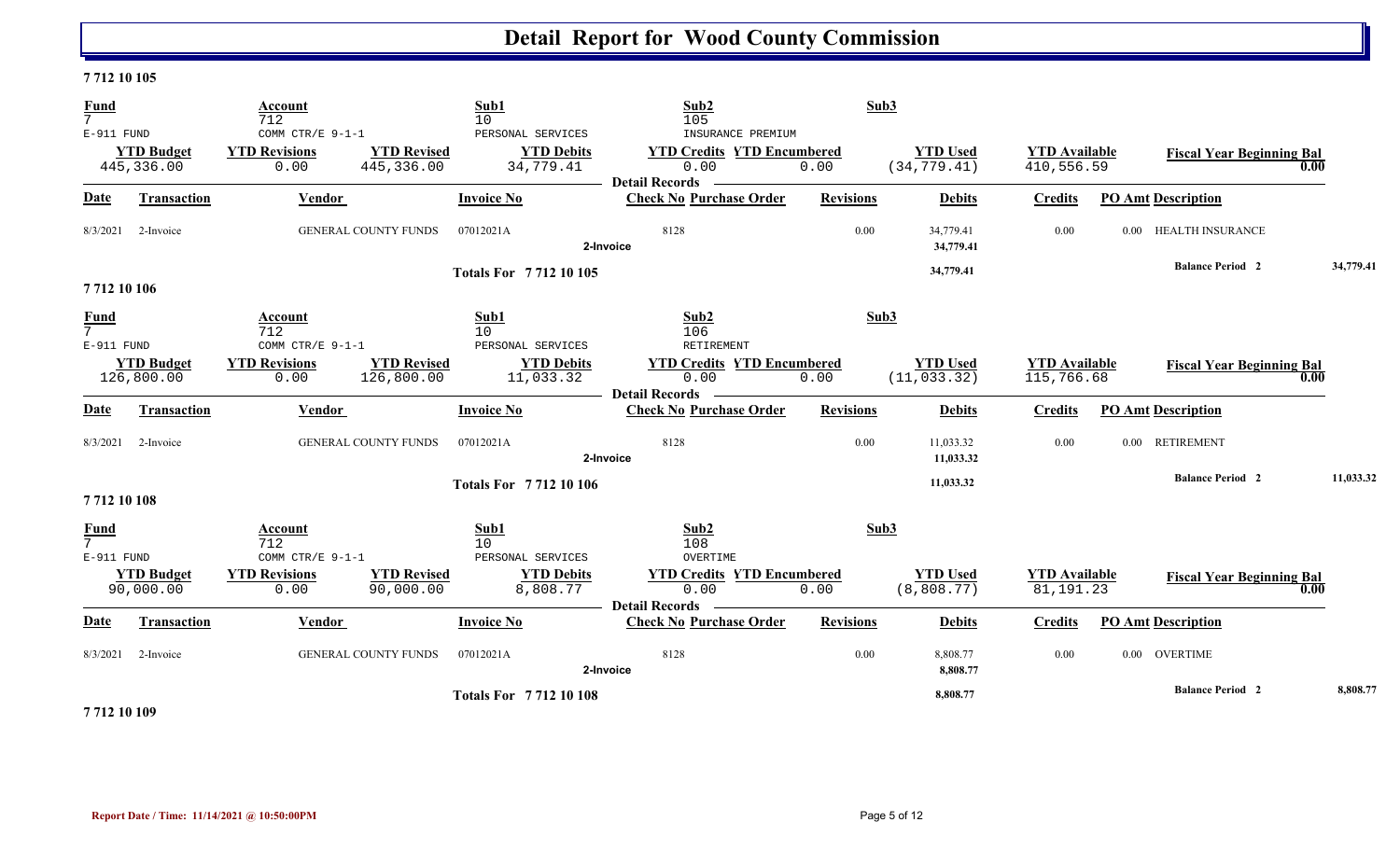# Detail Report for Wood County Commission

**7 712 10 105**

| Fund | Account | | Sub1 | Sub2 | | Sub3 | | |
|---|---|---|---|---|---|---|---|---|
| 7 | 712 | | 10 | 105 | | | | |
| E-911 FUND | COMM CTR/E 9-1-1 | | PERSONAL SERVICES | INSURANCE PREMIUM | | | | |
| **YTD Budget** | **YTD Revisions** | **YTD Revised** | **YTD Debits** | **YTD Credits** | **YTD Encumbered** | **YTD Used** | **YTD Available** | **Fiscal Year Beginning Bal** |
| 445,336.00 | 0.00 | 445,336.00 | 34,779.41 | 0.00 | 0.00 | (34,779.41) | 410,556.59 | 0.00 |

**Detail Records**

| Date | Transaction | Vendor | Invoice No | Check No | Purchase Order | Revisions | Debits | Credits | PO Amt | Description |
|---|---|---|---|---|---|---|---|---|---|---|
| 8/3/2021 | 2-Invoice | GENERAL COUNTY FUNDS | 07012021A | 8128 | | 0.00 | 34,779.41 | 0.00 | 0.00 | HEALTH INSURANCE |
| | | | 2-Invoice | | | | 34,779.41 | | | |
| | | | **Totals For 7 712 10 105** | | | | **34,779.41** | | | **Balance Period 2** 34,779.41 |

**7 712 10 106**

| Fund | Account | | Sub1 | Sub2 | | Sub3 | | |
|---|---|---|---|---|---|---|---|---|
| 7 | 712 | | 10 | 106 | | | | |
| E-911 FUND | COMM CTR/E 9-1-1 | | PERSONAL SERVICES | RETIREMENT | | | | |
| **YTD Budget** | **YTD Revisions** | **YTD Revised** | **YTD Debits** | **YTD Credits** | **YTD Encumbered** | **YTD Used** | **YTD Available** | **Fiscal Year Beginning Bal** |
| 126,800.00 | 0.00 | 126,800.00 | 11,033.32 | 0.00 | 0.00 | (11,033.32) | 115,766.68 | 0.00 |

**Detail Records**

| Date | Transaction | Vendor | Invoice No | Check No | Purchase Order | Revisions | Debits | Credits | PO Amt | Description |
|---|---|---|---|---|---|---|---|---|---|---|
| 8/3/2021 | 2-Invoice | GENERAL COUNTY FUNDS | 07012021A | 8128 | | 0.00 | 11,033.32 | 0.00 | 0.00 | RETIREMENT |
| | | | 2-Invoice | | | | 11,033.32 | | | |
| | | | **Totals For 7 712 10 106** | | | | **11,033.32** | | | **Balance Period 2** 11,033.32 |

**7 712 10 108**

| Fund | Account | | Sub1 | Sub2 | | Sub3 | | |
|---|---|---|---|---|---|---|---|---|
| 7 | 712 | | 10 | 108 | | | | |
| E-911 FUND | COMM CTR/E 9-1-1 | | PERSONAL SERVICES | OVERTIME | | | | |
| **YTD Budget** | **YTD Revisions** | **YTD Revised** | **YTD Debits** | **YTD Credits** | **YTD Encumbered** | **YTD Used** | **YTD Available** | **Fiscal Year Beginning Bal** |
| 90,000.00 | 0.00 | 90,000.00 | 8,808.77 | 0.00 | 0.00 | (8,808.77) | 81,191.23 | 0.00 |

**Detail Records**

| Date | Transaction | Vendor | Invoice No | Check No | Purchase Order | Revisions | Debits | Credits | PO Amt | Description |
|---|---|---|---|---|---|---|---|---|---|---|
| 8/3/2021 | 2-Invoice | GENERAL COUNTY FUNDS | 07012021A | 8128 | | 0.00 | 8,808.77 | 0.00 | 0.00 | OVERTIME |
| | | | 2-Invoice | | | | 8,808.77 | | | |
| | | | **Totals For 7 712 10 108** | | | | **8,808.77** | | | **Balance Period 2** 8,808.77 |

**7 712 10 109**

**Report Date / Time: 11/14/2021 @ 10:50:00PM**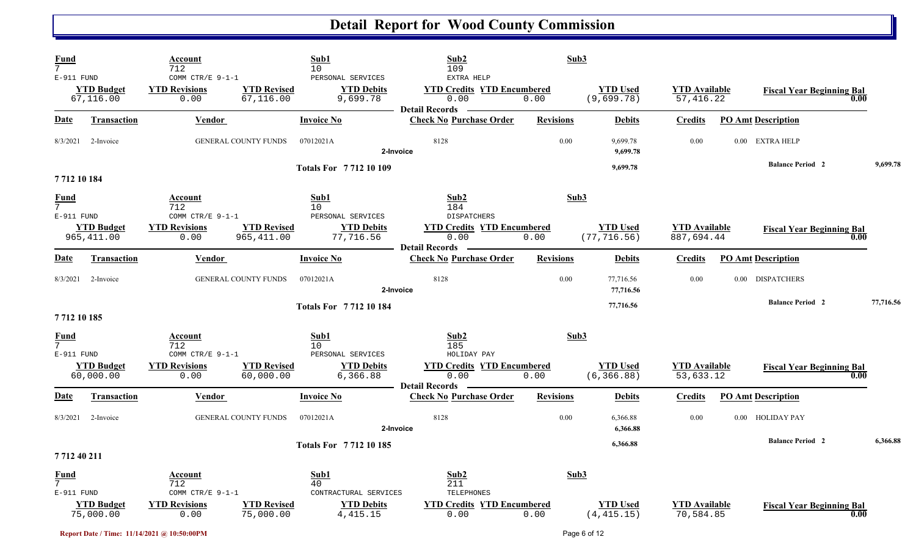# Detail Report for Wood County Commission

| Fund | Account | Sub1 | Sub2 | Sub3 |
|---|---|---|---|---|
| 7 | 712 | 10 | 109 | |
| E-911 FUND | COMM CTR/E 9-1-1 | PERSONAL SERVICES | EXTRA HELP | |

| YTD Budget | YTD Revisions | YTD Revised | YTD Debits | YTD Credits | YTD Encumbered | YTD Used | YTD Available | Fiscal Year Beginning Bal |
|---|---|---|---|---|---|---|---|---|
| 67,116.00 | 0.00 | 67,116.00 | 9,699.78 | 0.00 | 0.00 | (9,699.78) | 57,416.22 | 0.00 |

**Detail Records**

| Date | Transaction | Vendor | Invoice No | Check No | Purchase Order | Revisions | Debits | Credits | PO Amt | Description |
|---|---|---|---|---|---|---|---|---|---|---|
| 8/3/2021 | 2-Invoice | GENERAL COUNTY FUNDS | 07012021A | 8128 | | 0.00 | 9,699.78 | 0.00 | 0.00 | EXTRA HELP |
| | | | 2-Invoice | | | | 9,699.78 | | | |
| | | | Totals For 7 712 10 109 | | | | 9,699.78 | | | Balance Period 2 9,699.78 |

**7 712 10 184**

| Fund | Account | Sub1 | Sub2 | Sub3 |
|---|---|---|---|---|
| 7 | 712 | 10 | 184 | |
| E-911 FUND | COMM CTR/E 9-1-1 | PERSONAL SERVICES | DISPATCHERS | |

| YTD Budget | YTD Revisions | YTD Revised | YTD Debits | YTD Credits | YTD Encumbered | YTD Used | YTD Available | Fiscal Year Beginning Bal |
|---|---|---|---|---|---|---|---|---|
| 965,411.00 | 0.00 | 965,411.00 | 77,716.56 | 0.00 | 0.00 | (77,716.56) | 887,694.44 | 0.00 |

**Detail Records**

| Date | Transaction | Vendor | Invoice No | Check No | Purchase Order | Revisions | Debits | Credits | PO Amt | Description |
|---|---|---|---|---|---|---|---|---|---|---|
| 8/3/2021 | 2-Invoice | GENERAL COUNTY FUNDS | 07012021A | 8128 | | 0.00 | 77,716.56 | 0.00 | 0.00 | DISPATCHERS |
| | | | 2-Invoice | | | | 77,716.56 | | | |
| | | | Totals For 7 712 10 184 | | | | 77,716.56 | | | Balance Period 2 77,716.56 |

**7 712 10 185**

| Fund | Account | Sub1 | Sub2 | Sub3 |
|---|---|---|---|---|
| 7 | 712 | 10 | 185 | |
| E-911 FUND | COMM CTR/E 9-1-1 | PERSONAL SERVICES | HOLIDAY PAY | |

| YTD Budget | YTD Revisions | YTD Revised | YTD Debits | YTD Credits | YTD Encumbered | YTD Used | YTD Available | Fiscal Year Beginning Bal |
|---|---|---|---|---|---|---|---|---|
| 60,000.00 | 0.00 | 60,000.00 | 6,366.88 | 0.00 | 0.00 | (6,366.88) | 53,633.12 | 0.00 |

**Detail Records**

| Date | Transaction | Vendor | Invoice No | Check No | Purchase Order | Revisions | Debits | Credits | PO Amt | Description |
|---|---|---|---|---|---|---|---|---|---|---|
| 8/3/2021 | 2-Invoice | GENERAL COUNTY FUNDS | 07012021A | 8128 | | 0.00 | 6,366.88 | 0.00 | 0.00 | HOLIDAY PAY |
| | | | 2-Invoice | | | | 6,366.88 | | | |
| | | | Totals For 7 712 10 185 | | | | 6,366.88 | | | Balance Period 2 6,366.88 |

**7 712 40 211**

| Fund | Account | Sub1 | Sub2 | Sub3 |
|---|---|---|---|---|
| 7 | 712 | 40 | 211 | |
| E-911 FUND | COMM CTR/E 9-1-1 | CONTRACTURAL SERVICES | TELEPHONES | |

| YTD Budget | YTD Revisions | YTD Revised | YTD Debits | YTD Credits | YTD Encumbered | YTD Used | YTD Available | Fiscal Year Beginning Bal |
|---|---|---|---|---|---|---|---|---|
| 75,000.00 | 0.00 | 75,000.00 | 4,415.15 | 0.00 | 0.00 | (4,415.15) | 70,584.85 | 0.00 |

Report Date / Time: 11/14/2021 @ 10:50:00PM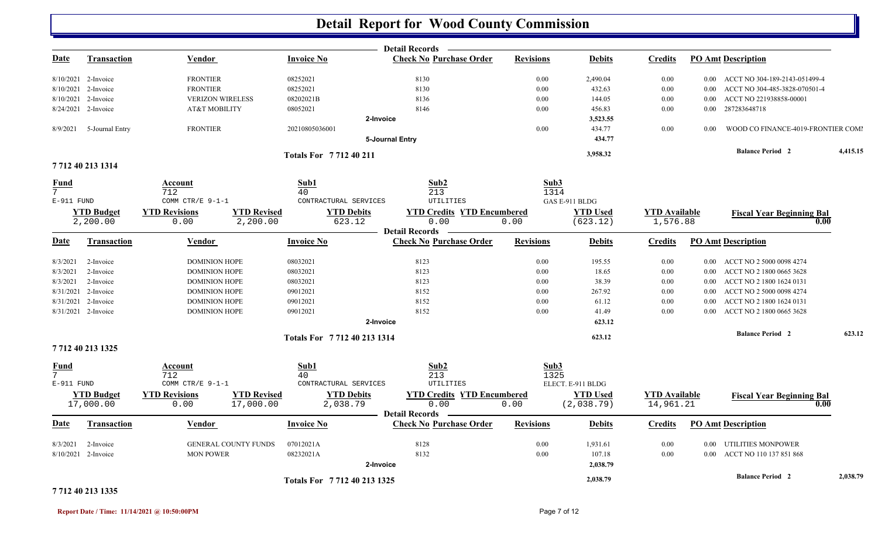# Detail Report for Wood County Commission

**Detail Records**

| Date | Transaction | Vendor | Invoice No | Check No | Purchase Order | Revisions | Debits | Credits | PO Amt | Description | |
|---|---|---|---|---|---|---|---|---|---|---|---|
| 8/10/2021 | 2-Invoice | FRONTIER | 08252021 | 8130 | | 0.00 | 2,490.04 | 0.00 | 0.00 | ACCT NO 304-189-2143-051499-4 | |
| 8/10/2021 | 2-Invoice | FRONTIER | 08252021 | 8130 | | 0.00 | 432.63 | 0.00 | 0.00 | ACCT NO 304-485-3828-070501-4 | |
| 8/10/2021 | 2-Invoice | VERIZON WIRELESS | 08202021B | 8136 | | 0.00 | 144.05 | 0.00 | 0.00 | ACCT NO 221938858-00001 | |
| 8/24/2021 | 2-Invoice | AT&T MOBILITY | 08052021 | 8146 | | 0.00 | 456.83 | 0.00 | 0.00 | 287283648718 | |
| | | | 2-Invoice | | | | 3,523.55 | | | | |
| 8/9/2021 | 5-Journal Entry | FRONTIER | 20210805036001 | | | 0.00 | 434.77 | 0.00 | 0.00 | WOOD CO FINANCE-4019-FRONTIER COMI | |
| | | | 5-Journal Entry | | | | 434.77 | | | | |
| | | | Totals For 7 712 40 211 | | | | 3,958.32 | | | Balance Period 2 | 4,415.15 |

## 7 712 40 213 1314

| Fund | Account | Sub1 | Sub2 | Sub3 |
|---|---|---|---|---|
| 7 | 712 | 40 | 213 | 1314 |
| E-911 FUND | COMM CTR/E 9-1-1 | CONTRACTUAL SERVICES | UTILITIES | GAS E-911 BLDG |

| YTD Budget | YTD Revisions | YTD Revised | YTD Debits | YTD Credits | YTD Encumbered | YTD Used | YTD Available | Fiscal Year Beginning Bal |
|---|---|---|---|---|---|---|---|---|
| 2,200.00 | 0.00 | 2,200.00 | 623.12 | 0.00 | 0.00 | (623.12) | 1,576.88 | 0.00 |

**Detail Records**

| Date | Transaction | Vendor | Invoice No | Check No | Purchase Order | Revisions | Debits | Credits | PO Amt | Description | |
|---|---|---|---|---|---|---|---|---|---|---|---|
| 8/3/2021 | 2-Invoice | DOMINION HOPE | 08032021 | 8123 | | 0.00 | 195.55 | 0.00 | 0.00 | ACCT NO 2 5000 0098 4274 | |
| 8/3/2021 | 2-Invoice | DOMINION HOPE | 08032021 | 8123 | | 0.00 | 18.65 | 0.00 | 0.00 | ACCT NO 2 1800 0665 3628 | |
| 8/3/2021 | 2-Invoice | DOMINION HOPE | 08032021 | 8123 | | 0.00 | 38.39 | 0.00 | 0.00 | ACCT NO 2 1800 1624 0131 | |
| 8/31/2021 | 2-Invoice | DOMINION HOPE | 09012021 | 8152 | | 0.00 | 267.92 | 0.00 | 0.00 | ACCT NO 2 5000 0098 4274 | |
| 8/31/2021 | 2-Invoice | DOMINION HOPE | 09012021 | 8152 | | 0.00 | 61.12 | 0.00 | 0.00 | ACCT NO 2 1800 1624 0131 | |
| 8/31/2021 | 2-Invoice | DOMINION HOPE | 09012021 | 8152 | | 0.00 | 41.49 | 0.00 | 0.00 | ACCT NO 2 1800 0665 3628 | |
| | | | 2-Invoice | | | | 623.12 | | | | |
| | | | Totals For 7 712 40 213 1314 | | | | 623.12 | | | Balance Period 2 | 623.12 |

## 7 712 40 213 1325

| Fund | Account | Sub1 | Sub2 | Sub3 |
|---|---|---|---|---|
| 7 | 712 | 40 | 213 | 1325 |
| E-911 FUND | COMM CTR/E 9-1-1 | CONTRACTUAL SERVICES | UTILITIES | ELECT. E-911 BLDG |

| YTD Budget | YTD Revisions | YTD Revised | YTD Debits | YTD Credits | YTD Encumbered | YTD Used | YTD Available | Fiscal Year Beginning Bal |
|---|---|---|---|---|---|---|---|---|
| 17,000.00 | 0.00 | 17,000.00 | 2,038.79 | 0.00 | 0.00 | (2,038.79) | 14,961.21 | 0.00 |

**Detail Records**

| Date | Transaction | Vendor | Invoice No | Check No | Purchase Order | Revisions | Debits | Credits | PO Amt | Description | |
|---|---|---|---|---|---|---|---|---|---|---|---|
| 8/3/2021 | 2-Invoice | GENERAL COUNTY FUNDS | 07012021A | 8128 | | 0.00 | 1,931.61 | 0.00 | 0.00 | UTILITIES MONPOWER | |
| 8/10/2021 | 2-Invoice | MON POWER | 08232021A | 8132 | | 0.00 | 107.18 | 0.00 | 0.00 | ACCT NO 110 137 851 868 | |
| | | | 2-Invoice | | | | 2,038.79 | | | | |
| | | | Totals For 7 712 40 213 1325 | | | | 2,038.79 | | | Balance Period 2 | 2,038.79 |

## 7 712 40 213 1335

Report Date / Time: 11/14/2021 @ 10:50:00PM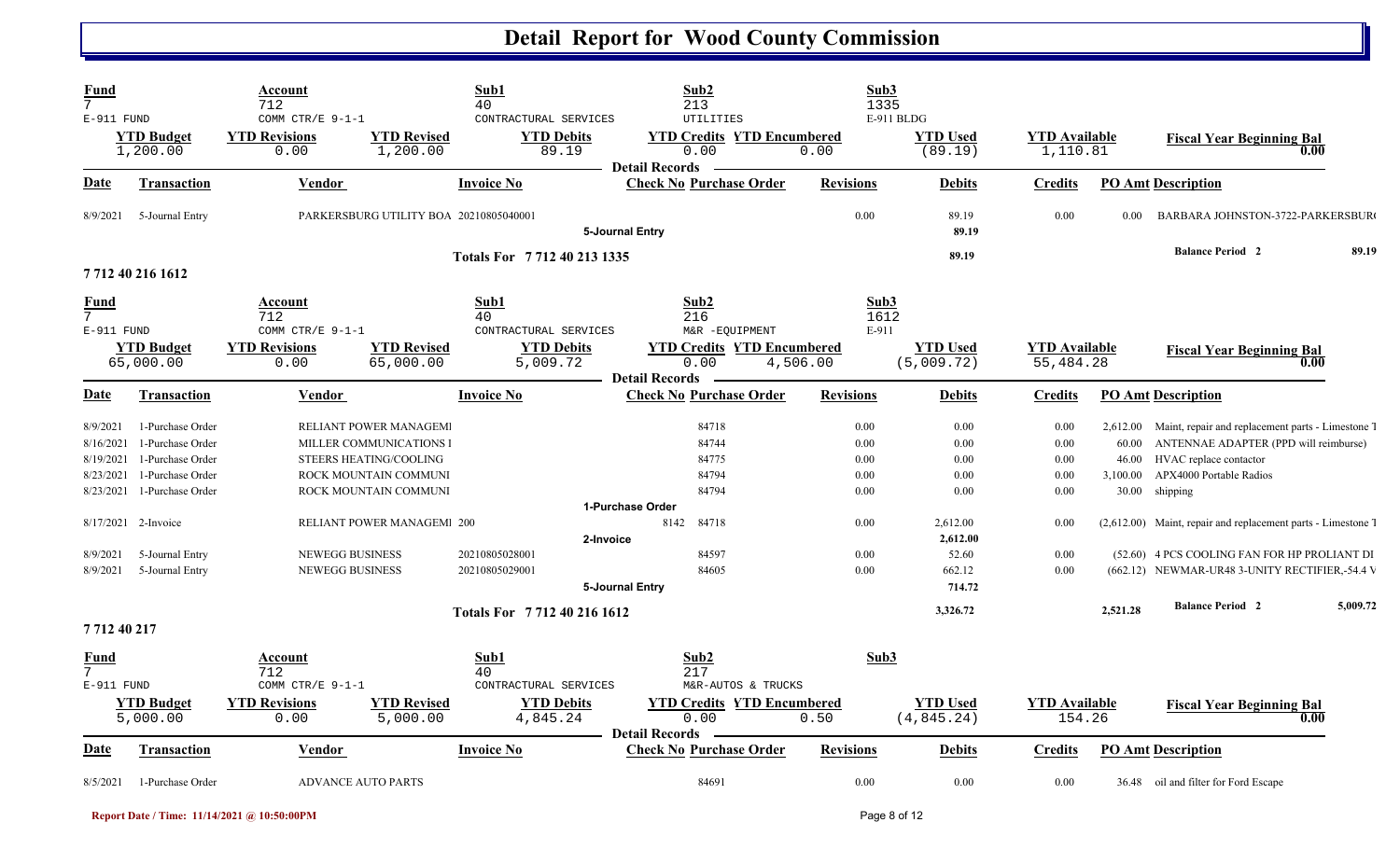# Detail Report for Wood County Commission

| Fund | Account | Sub1 | Sub2 | Sub3 |
|---|---|---|---|---|
| 7 | 712 | 40 | 213 | 1335 |
| E-911 FUND | COMM CTR/E 9-1-1 | CONTRACTURAL SERVICES | UTILITIES | E-911 BLDG |

| YTD Budget | YTD Revisions | YTD Revised | YTD Debits | YTD Credits | YTD Encumbered | YTD Used | YTD Available | Fiscal Year Beginning Bal |
|---|---|---|---|---|---|---|---|---|
| 1,200.00 | 0.00 | 1,200.00 | 89.19 | 0.00 | 0.00 | (89.19) | 1,110.81 | 0.00 |

**Detail Records**

| Date | Transaction | Vendor | Invoice No | Check No | Purchase Order | Revisions | Debits | Credits | PO Amt | Description |
|---|---|---|---|---|---|---|---|---|---|---|
| 8/9/2021 | 5-Journal Entry | PARKERSBURG UTILITY BOA | 20210805040001 | | | 0.00 | 89.19 | 0.00 | 0.00 | BARBARA JOHNSTON-3722-PARKERSBUR |
| | | | | **5-Journal Entry** | | | 89.19 | | | |
| | | | **Totals For 7 712 40 213 1335** | | | | 89.19 | | | **Balance Period 2** 89.19 |

## 7 712 40 216 1612

| Fund | Account | Sub1 | Sub2 | Sub3 |
|---|---|---|---|---|
| 7 | 712 | 40 | 216 | 1612 |
| E-911 FUND | COMM CTR/E 9-1-1 | CONTRACTURAL SERVICES | M&R -EQUIPMENT | E-911 |

| YTD Budget | YTD Revisions | YTD Revised | YTD Debits | YTD Credits | YTD Encumbered | YTD Used | YTD Available | Fiscal Year Beginning Bal |
|---|---|---|---|---|---|---|---|---|
| 65,000.00 | 0.00 | 65,000.00 | 5,009.72 | 0.00 | 4,506.00 | (5,009.72) | 55,484.28 | 0.00 |

**Detail Records**

| Date | Transaction | Vendor | Invoice No | Check No | Purchase Order | Revisions | Debits | Credits | PO Amt | Description |
|---|---|---|---|---|---|---|---|---|---|---|
| 8/9/2021 | 1-Purchase Order | RELIANT POWER MANAGEMI | | | 84718 | 0.00 | 0.00 | 0.00 | 2,612.00 | Maint, repair and replacement parts - Limestone T |
| 8/16/2021 | 1-Purchase Order | MILLER COMMUNICATIONS I | | | 84744 | 0.00 | 0.00 | 0.00 | 60.00 | ANTENNAE ADAPTER (PPD will reimburse) |
| 8/19/2021 | 1-Purchase Order | STEERS HEATING/COOLING | | | 84775 | 0.00 | 0.00 | 0.00 | 46.00 | HVAC replace contactor |
| 8/23/2021 | 1-Purchase Order | ROCK MOUNTAIN COMMUNI | | | 84794 | 0.00 | 0.00 | 0.00 | 3,100.00 | APX4000 Portable Radios |
| 8/23/2021 | 1-Purchase Order | ROCK MOUNTAIN COMMUNI | | | 84794 | 0.00 | 0.00 | 0.00 | 30.00 | shipping |
| | | | | **1-Purchase Order** | | | | | | |
| 8/17/2021 | 2-Invoice | RELIANT POWER MANAGEMI | 200 | 8142 | 84718 | 0.00 | 2,612.00 | 0.00 | (2,612.00) | Maint, repair and replacement parts - Limestone T |
| | | | | **2-Invoice** | | | 2,612.00 | | | |
| 8/9/2021 | 5-Journal Entry | NEWEGG BUSINESS | 20210805028001 | | 84597 | 0.00 | 52.60 | 0.00 | (52.60) | 4 PCS COOLING FAN FOR HP PROLIANT DI |
| 8/9/2021 | 5-Journal Entry | NEWEGG BUSINESS | 20210805029001 | | 84605 | 0.00 | 662.12 | 0.00 | (662.12) | NEWMAR-UR48 3-UNITY RECTIFIER,-54.4 V |
| | | | | **5-Journal Entry** | | | 714.72 | | | |
| | | | **Totals For 7 712 40 216 1612** | | | | 3,326.72 | | 2,521.28 | **Balance Period 2** 5,009.72 |

## 7 712 40 217

| Fund | Account | Sub1 | Sub2 | Sub3 |
|---|---|---|---|---|
| 7 | 712 | 40 | 217 | |
| E-911 FUND | COMM CTR/E 9-1-1 | CONTRACTURAL SERVICES | M&R-AUTOS & TRUCKS | |

| YTD Budget | YTD Revisions | YTD Revised | YTD Debits | YTD Credits | YTD Encumbered | YTD Used | YTD Available | Fiscal Year Beginning Bal |
|---|---|---|---|---|---|---|---|---|
| 5,000.00 | 0.00 | 5,000.00 | 4,845.24 | 0.00 | 0.50 | (4,845.24) | 154.26 | 0.00 |

**Detail Records**

| Date | Transaction | Vendor | Invoice No | Check No | Purchase Order | Revisions | Debits | Credits | PO Amt | Description |
|---|---|---|---|---|---|---|---|---|---|---|
| 8/5/2021 | 1-Purchase Order | ADVANCE AUTO PARTS | | | 84691 | 0.00 | 0.00 | 0.00 | 36.48 | oil and filter for Ford Escape |

Report Date / Time: 11/14/2021 @ 10:50:00PM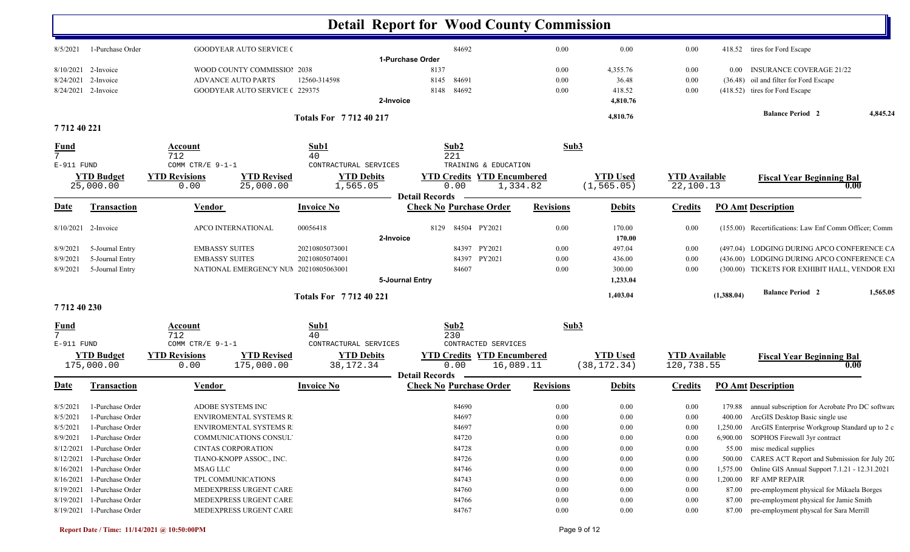# Detail Report for Wood County Commission

| Date | Transaction | Vendor | Invoice No | Check No | Purchase Order | Revisions | Debits | Credits | PO Amt | Description |
|---|---|---|---|---|---|---|---|---|---|---|
| 8/5/2021 | 1-Purchase Order | GOODYEAR AUTO SERVICE C | | | 84692 | 0.00 | 0.00 | 0.00 | 418.52 | tires for Ford Escape |
| | | | **1-Purchase Order** | | | | | | | |
| 8/10/2021 | 2-Invoice | WOOD COUNTY COMMISSIO! | 2038 | 8137 | | 0.00 | 4,355.76 | 0.00 | 0.00 | INSURANCE COVERAGE 21/22 |
| 8/24/2021 | 2-Invoice | ADVANCE AUTO PARTS | 12560-314598 | 8145 | 84691 | 0.00 | 36.48 | 0.00 | (36.48) | oil and filter for Ford Escape |
| 8/24/2021 | 2-Invoice | GOODYEAR AUTO SERVICE C | 229375 | 8148 | 84692 | 0.00 | 418.52 | 0.00 | (418.52) | tires for Ford Escape |
| | | | **2-Invoice** | | | | 4,810.76 | | | |
| | | | **Totals For 7 712 40 217** | | | | 4,810.76 | | | **Balance Period 2** 4,845.24 |

## 7 712 40 221

| Fund | Account | Sub1 | Sub2 | Sub3 |
|---|---|---|---|---|
| 7 | 712 | 40 | 221 | |
| E-911 FUND | COMM CTR/E 9-1-1 | CONTRACTUAL SERVICES | TRAINING & EDUCATION | |

| YTD Budget | YTD Revisions | YTD Revised | YTD Debits | YTD Credits | YTD Encumbered | YTD Used | YTD Available | Fiscal Year Beginning Bal |
|---|---|---|---|---|---|---|---|---|
| 25,000.00 | 0.00 | 25,000.00 | 1,565.05 | 0.00 | 1,334.82 | (1,565.05) | 22,100.13 | 0.00 |

**Detail Records**

| Date | Transaction | Vendor | Invoice No | Check No | Purchase Order | Revisions | Debits | Credits | PO Amt | Description |
|---|---|---|---|---|---|---|---|---|---|---|
| 8/10/2021 | 2-Invoice | APCO INTERNATIONAL | 00056418 | 8129 | 84504 PY2021 | 0.00 | 170.00 | 0.00 | (155.00) | Recertifications: Law Enf Comm Officer; Comm |
| | | | **2-Invoice** | | | | 170.00 | | | |
| 8/9/2021 | 5-Journal Entry | EMBASSY SUITES | 20210805073001 | | 84397 PY2021 | 0.00 | 497.04 | 0.00 | (497.04) | LODGING DURING APCO CONFERENCE CA |
| 8/9/2021 | 5-Journal Entry | EMBASSY SUITES | 20210805074001 | | 84397 PY2021 | 0.00 | 436.00 | 0.00 | (436.00) | LODGING DURING APCO CONFERENCE CA |
| 8/9/2021 | 5-Journal Entry | NATIONAL EMERGENCY NUM | 20210805063001 | | 84607 | 0.00 | 300.00 | 0.00 | (300.00) | TICKETS FOR EXHIBIT HALL, VENDOR EXI |
| | | | **5-Journal Entry** | | | | 1,233.04 | | | |
| | | | **Totals For 7 712 40 221** | | | | 1,403.04 | | (1,388.04) | **Balance Period 2** 1,565.05 |

## 7 712 40 230

| Fund | Account | Sub1 | Sub2 | Sub3 |
|---|---|---|---|---|
| 7 | 712 | 40 | 230 | |
| E-911 FUND | COMM CTR/E 9-1-1 | CONTRACTUAL SERVICES | CONTRACTED SERVICES | |

| YTD Budget | YTD Revisions | YTD Revised | YTD Debits | YTD Credits | YTD Encumbered | YTD Used | YTD Available | Fiscal Year Beginning Bal |
|---|---|---|---|---|---|---|---|---|
| 175,000.00 | 0.00 | 175,000.00 | 38,172.34 | 0.00 | 16,089.11 | (38,172.34) | 120,738.55 | 0.00 |

**Detail Records**

| Date | Transaction | Vendor | Invoice No | Check No | Purchase Order | Revisions | Debits | Credits | PO Amt | Description |
|---|---|---|---|---|---|---|---|---|---|---|
| 8/5/2021 | 1-Purchase Order | ADOBE SYSTEMS INC | | | 84690 | 0.00 | 0.00 | 0.00 | 179.88 | annual subscription for Acrobate Pro DC software |
| 8/5/2021 | 1-Purchase Order | ENVIROMENTAL SYSTEMS R | | | 84697 | 0.00 | 0.00 | 0.00 | 400.00 | ArcGIS Desktop Basic single use |
| 8/5/2021 | 1-Purchase Order | ENVIROMENTAL SYSTEMS R | | | 84697 | 0.00 | 0.00 | 0.00 | 1,250.00 | ArcGIS Enterprise Workgroup Standard up to 2 c |
| 8/9/2021 | 1-Purchase Order | COMMUNICATIONS CONSUL | | | 84720 | 0.00 | 0.00 | 0.00 | 6,900.00 | SOPHOS Firewall 3yr contract |
| 8/12/2021 | 1-Purchase Order | CINTAS CORPORATION | | | 84728 | 0.00 | 0.00 | 0.00 | 55.00 | misc medical supplies |
| 8/12/2021 | 1-Purchase Order | TIANO-KNOPP ASSOC., INC. | | | 84726 | 0.00 | 0.00 | 0.00 | 500.00 | CARES ACT Report and Submission for July 202 |
| 8/16/2021 | 1-Purchase Order | MSAG LLC | | | 84746 | 0.00 | 0.00 | 0.00 | 1,575.00 | Online GIS Annual Support 7.1.21 - 12.31.2021 |
| 8/16/2021 | 1-Purchase Order | TPL COMMUNICATIONS | | | 84743 | 0.00 | 0.00 | 0.00 | 1,200.00 | RF AMP REPAIR |
| 8/19/2021 | 1-Purchase Order | MEDEXPRESS URGENT CARE | | | 84760 | 0.00 | 0.00 | 0.00 | 87.00 | pre-employment physical for Mikaela Borges |
| 8/19/2021 | 1-Purchase Order | MEDEXPRESS URGENT CARE | | | 84766 | 0.00 | 0.00 | 0.00 | 87.00 | pre-employment physical for Jamie Smith |
| 8/19/2021 | 1-Purchase Order | MEDEXPRESS URGENT CARE | | | 84767 | 0.00 | 0.00 | 0.00 | 87.00 | pre-employment physcal for Sara Merrill |

Report Date / Time: 11/14/2021 @ 10:50:00PM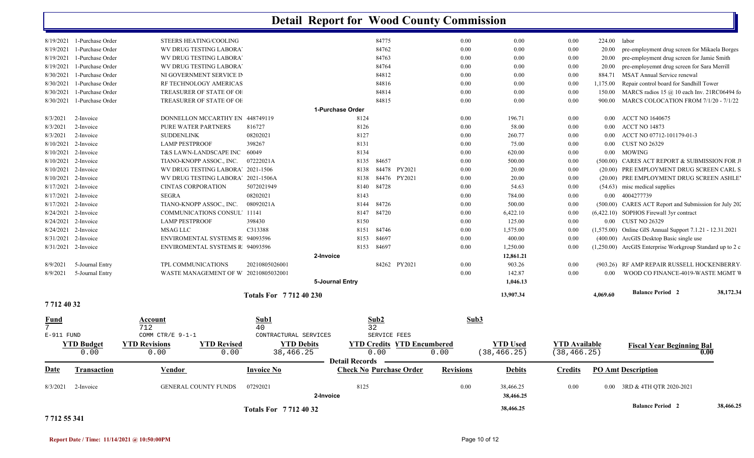# Detail Report for Wood County Commission

| Date | Transaction | Vendor | Invoice No | Check No | Purchase Order | | Revisions | Debits | Credits | PO Amt | Description |
|---|---|---|---|---|---|---|---|---|---|---|---|
| 8/19/2021 | 1-Purchase Order | STEERS HEATING/COOLING | | | 84775 | | 0.00 | 0.00 | 0.00 | 224.00 | labor |
| 8/19/2021 | 1-Purchase Order | WV DRUG TESTING LABORA' | | | 84762 | | 0.00 | 0.00 | 0.00 | 20.00 | pre-employment drug screen for Mikaela Borges |
| 8/19/2021 | 1-Purchase Order | WV DRUG TESTING LABORA' | | | 84763 | | 0.00 | 0.00 | 0.00 | 20.00 | pre-employment drug screen for Jamie Smith |
| 8/19/2021 | 1-Purchase Order | WV DRUG TESTING LABORA' | | | 84764 | | 0.00 | 0.00 | 0.00 | 20.00 | pre-employemnt drug screen for Sara Merrill |
| 8/30/2021 | 1-Purchase Order | NI GOVERNMENT SERVICE IN | | | 84812 | | 0.00 | 0.00 | 0.00 | 884.71 | MSAT Annual Service renewal |
| 8/30/2021 | 1-Purchase Order | RF TECHNOLOGY AMERICAS | | | 84816 | | 0.00 | 0.00 | 0.00 | 1,175.00 | Repair control board for Sandhill Tower |
| 8/30/2021 | 1-Purchase Order | TREASURER OF STATE OF OH | | | 84814 | | 0.00 | 0.00 | 0.00 | 150.00 | MARCS radios 15 @ 10 each Inv. 21RC06494 fo |
| 8/30/2021 | 1-Purchase Order | TREASURER OF STATE OF OH | | | 84815 | | 0.00 | 0.00 | 0.00 | 900.00 | MARCS COLOCATION FROM 7/1/20 - 7/1/22 |
| | | | | **1-Purchase Order** | | | | | | | |
| 8/3/2021 | 2-Invoice | DONNELLON MCCARTHY EN | 448749119 | 8124 | | | 0.00 | 196.71 | 0.00 | 0.00 | ACCT NO 1640675 |
| 8/3/2021 | 2-Invoice | PURE WATER PARTNERS | 816727 | 8126 | | | 0.00 | 58.00 | 0.00 | 0.00 | ACCT NO 14873 |
| 8/3/2021 | 2-Invoice | SUDDENLINK | 08202021 | 8127 | | | 0.00 | 260.77 | 0.00 | 0.00 | ACCT NO 07712-101179-01-3 |
| 8/10/2021 | 2-Invoice | LAMP PESTPROOF | 398267 | 8131 | | | 0.00 | 75.00 | 0.00 | 0.00 | CUST NO 26329 |
| 8/10/2021 | 2-Invoice | T&S LAWN-LANDSCAPE INC | 60049 | 8134 | | | 0.00 | 620.00 | 0.00 | 0.00 | MOWING |
| 8/10/2021 | 2-Invoice | TIANO-KNOPP ASSOC., INC. | 07222021A | 8135 | 84657 | | 0.00 | 500.00 | 0.00 | (500.00) | CARES ACT REPORT & SUBMISSION FOR JU |
| 8/10/2021 | 2-Invoice | WV DRUG TESTING LABORA' | 2021-1506 | 8138 | 84478 | PY2021 | 0.00 | 20.00 | 0.00 | (20.00) | PRE EMPLOYMENT DRUG SCREEN CARL S |
| 8/10/2021 | 2-Invoice | WV DRUG TESTING LABORA' | 2021-1506A | 8138 | 84476 | PY2021 | 0.00 | 20.00 | 0.00 | (20.00) | PRE EMPLOYMENT DRUG SCREEN ASHLEY |
| 8/17/2021 | 2-Invoice | CINTAS CORPORATION | 5072021949 | 8140 | 84728 | | 0.00 | 54.63 | 0.00 | (54.63) | misc medical supplies |
| 8/17/2021 | 2-Invoice | SEGRA | 08202021 | 8143 | | | 0.00 | 784.00 | 0.00 | 0.00 | 4004277739 |
| 8/17/2021 | 2-Invoice | TIANO-KNOPP ASSOC., INC. | 08092021A | 8144 | 84726 | | 0.00 | 500.00 | 0.00 | (500.00) | CARES ACT Report and Submission for July 202 |
| 8/24/2021 | 2-Invoice | COMMUNICATIONS CONSULT | 11141 | 8147 | 84720 | | 0.00 | 6,422.10 | 0.00 | (6,422.10) | SOPHOS Firewall 3yr contract |
| 8/24/2021 | 2-Invoice | LAMP PESTPROOF | 398430 | 8150 | | | 0.00 | 125.00 | 0.00 | 0.00 | CUST NO 26329 |
| 8/24/2021 | 2-Invoice | MSAG LLC | C313388 | 8151 | 84746 | | 0.00 | 1,575.00 | 0.00 | (1,575.00) | Online GIS Annual Support 7.1.21 - 12.31.2021 |
| 8/31/2021 | 2-Invoice | ENVIROMENTAL SYSTEMS R | 94093596 | 8153 | 84697 | | 0.00 | 400.00 | 0.00 | (400.00) | ArcGIS Desktop Basic single use |
| 8/31/2021 | 2-Invoice | ENVIROMENTAL SYSTEMS R | 94093596 | 8153 | 84697 | | 0.00 | 1,250.00 | 0.00 | (1,250.00) | ArcGIS Enterprise Workgroup Standard up to 2 c |
| | | | | **2-Invoice** | | | | **12,861.21** | | | |
| 8/9/2021 | 5-Journal Entry | TPL COMMUNICATIONS | 20210805026001 | | 84262 | PY2021 | 0.00 | 903.26 | 0.00 | (903.26) | RF AMP REPAIR RUSSELL HOCKENBERRY |
| 8/9/2021 | 5-Journal Entry | WASTE MANAGEMENT OF W | 20210805032001 | | | | 0.00 | 142.87 | 0.00 | 0.00 | WOOD CO FINANCE-4019-WASTE MGMT W |
| | | | | **5-Journal Entry** | | | | **1,046.13** | | | |
| | | | **Totals For 7 712 40 230** | | | | | **13,907.34** | | **4,069.60** | **Balance Period 2** 38,172.34 |

**7 712 40 32**

| Fund | Account | Sub1 | Sub2 | Sub3 |
|---|---|---|---|---|
| 7 | 712 | 40 | 32 | |
| E-911 FUND | COMM CTR/E 9-1-1 | CONTRACTUAL SERVICES | SERVICE FEES | |

| YTD Budget | YTD Revisions | YTD Revised | YTD Debits | YTD Credits | YTD Encumbered | YTD Used | YTD Available | Fiscal Year Beginning Bal |
|---|---|---|---|---|---|---|---|---|
| 0.00 | 0.00 | 0.00 | 38,466.25 | 0.00 | 0.00 | (38,466.25) | (38,466.25) | 0.00 |

**Detail Records**

| Date | Transaction | Vendor | Invoice No | Check No | Purchase Order | Revisions | Debits | Credits | PO Amt | Description |
|---|---|---|---|---|---|---|---|---|---|---|
| 8/3/2021 | 2-Invoice | GENERAL COUNTY FUNDS | 07292021 | 8125 | | 0.00 | 38,466.25 | 0.00 | 0.00 | 3RD & 4TH QTR 2020-2021 |
| | | | | **2-Invoice** | | | **38,466.25** | | | |
| | | | **Totals For 7 712 40 32** | | | | **38,466.25** | | | **Balance Period 2** 38,466.25 |

**7 712 55 341**

**Report Date / Time: 11/14/2021 @ 10:50:00PM**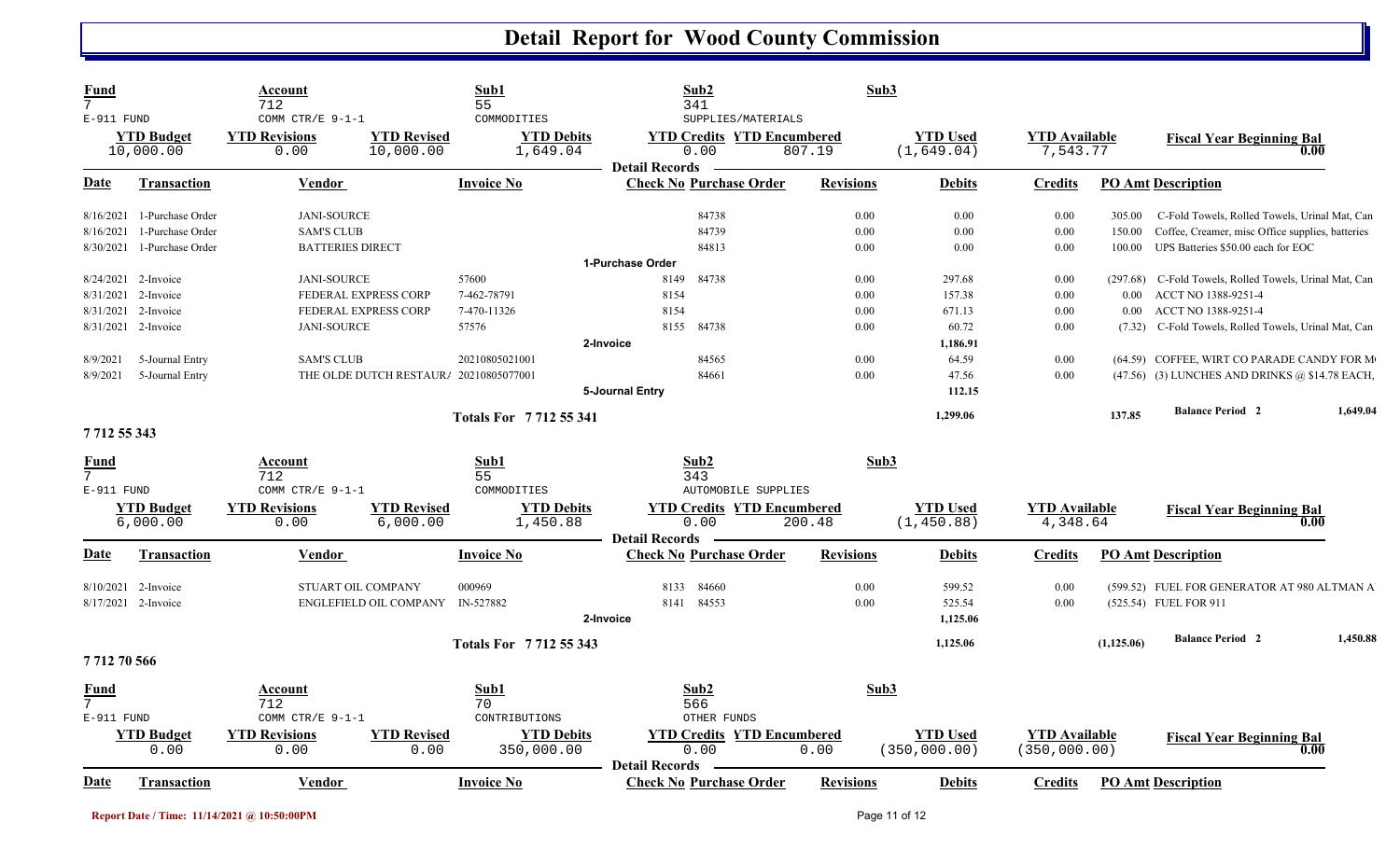# Detail Report for Wood County Commission

| Fund | Account | Sub1 | Sub2 | Sub3 |
|---|---|---|---|---|
| 7 | 712 | 55 | 341 | |
| E-911 FUND | COMM CTR/E 9-1-1 | COMMODITIES | SUPPLIES/MATERIALS | |

| YTD Budget | YTD Revisions | YTD Revised | YTD Debits | YTD Credits | YTD Encumbered | YTD Used | YTD Available | Fiscal Year Beginning Bal |
|---|---|---|---|---|---|---|---|---|
| 10,000.00 | 0.00 | 10,000.00 | 1,649.04 | 0.00 | 807.19 | (1,649.04) | 7,543.77 | 0.00 |

**Detail Records**

| Date | Transaction | Vendor | Invoice No | Check No | Purchase Order | Revisions | Debits | Credits | PO Amt | Description |
|---|---|---|---|---|---|---|---|---|---|---|
| 8/16/2021 | 1-Purchase Order | JANI-SOURCE | | | 84738 | 0.00 | 0.00 | 0.00 | 305.00 | C-Fold Towels, Rolled Towels, Urinal Mat, Can |
| 8/16/2021 | 1-Purchase Order | SAM'S CLUB | | | 84739 | 0.00 | 0.00 | 0.00 | 150.00 | Coffee, Creamer, misc Office supplies, batteries |
| 8/30/2021 | 1-Purchase Order | BATTERIES DIRECT | | | 84813 | 0.00 | 0.00 | 0.00 | 100.00 | UPS Batteries $50.00 each for EOC |
| | | | 1-Purchase Order | | | | | | | |
| 8/24/2021 | 2-Invoice | JANI-SOURCE | 57600 | 8149 | 84738 | 0.00 | 297.68 | 0.00 | (297.68) | C-Fold Towels, Rolled Towels, Urinal Mat, Can |
| 8/31/2021 | 2-Invoice | FEDERAL EXPRESS CORP | 7-462-78791 | 8154 | | 0.00 | 157.38 | 0.00 | 0.00 | ACCT NO 1388-9251-4 |
| 8/31/2021 | 2-Invoice | FEDERAL EXPRESS CORP | 7-470-11326 | 8154 | | 0.00 | 671.13 | 0.00 | 0.00 | ACCT NO 1388-9251-4 |
| 8/31/2021 | 2-Invoice | JANI-SOURCE | 57576 | 8155 | 84738 | 0.00 | 60.72 | 0.00 | (7.32) | C-Fold Towels, Rolled Towels, Urinal Mat, Can |
| | | | 2-Invoice | | | | 1,186.91 | | | |
| 8/9/2021 | 5-Journal Entry | SAM'S CLUB | 20210805021001 | | 84565 | 0.00 | 64.59 | 0.00 | (64.59) | COFFEE, WIRT CO PARADE CANDY FOR M |
| 8/9/2021 | 5-Journal Entry | THE OLDE DUTCH RESTAUR | 20210805077001 | | 84661 | 0.00 | 47.56 | 0.00 | (47.56) | (3) LUNCHES AND DRINKS @ $14.78 EACH, |
| | | | 5-Journal Entry | | | | 112.15 | | | |
| | | | **Totals For 7 712 55 341** | | | | **1,299.06** | | **137.85** | **Balance Period 2** 1,649.04 |

## 7 712 55 343

| Fund | Account | Sub1 | Sub2 | Sub3 |
|---|---|---|---|---|
| 7 | 712 | 55 | 343 | |
| E-911 FUND | COMM CTR/E 9-1-1 | COMMODITIES | AUTOMOBILE SUPPLIES | |

| YTD Budget | YTD Revisions | YTD Revised | YTD Debits | YTD Credits | YTD Encumbered | YTD Used | YTD Available | Fiscal Year Beginning Bal |
|---|---|---|---|---|---|---|---|---|
| 6,000.00 | 0.00 | 6,000.00 | 1,450.88 | 0.00 | 200.48 | (1,450.88) | 4,348.64 | 0.00 |

**Detail Records**

| Date | Transaction | Vendor | Invoice No | Check No | Purchase Order | Revisions | Debits | Credits | PO Amt | Description |
|---|---|---|---|---|---|---|---|---|---|---|
| 8/10/2021 | 2-Invoice | STUART OIL COMPANY | 000969 | 8133 | 84660 | 0.00 | 599.52 | 0.00 | (599.52) | FUEL FOR GENERATOR AT 980 ALTMAN A |
| 8/17/2021 | 2-Invoice | ENGLEFIELD OIL COMPANY | IN-527882 | 8141 | 84553 | 0.00 | 525.54 | 0.00 | (525.54) | FUEL FOR 911 |
| | | | 2-Invoice | | | | 1,125.06 | | | |
| | | | **Totals For 7 712 55 343** | | | | **1,125.06** | | **(1,125.06)** | **Balance Period 2** 1,450.88 |

## 7 712 70 566

| Fund | Account | Sub1 | Sub2 | Sub3 |
|---|---|---|---|---|
| 7 | 712 | 70 | 566 | |
| E-911 FUND | COMM CTR/E 9-1-1 | CONTRIBUTIONS | OTHER FUNDS | |

| YTD Budget | YTD Revisions | YTD Revised | YTD Debits | YTD Credits | YTD Encumbered | YTD Used | YTD Available | Fiscal Year Beginning Bal |
|---|---|---|---|---|---|---|---|---|
| 0.00 | 0.00 | 0.00 | 350,000.00 | 0.00 | 0.00 | (350,000.00) | (350,000.00) | 0.00 |

**Detail Records**

| Date | Transaction | Vendor | Invoice No | Check No | Purchase Order | Revisions | Debits | Credits | PO Amt | Description |
|---|---|---|---|---|---|---|---|---|---|---|

Report Date / Time: 11/14/2021 @ 10:50:00PM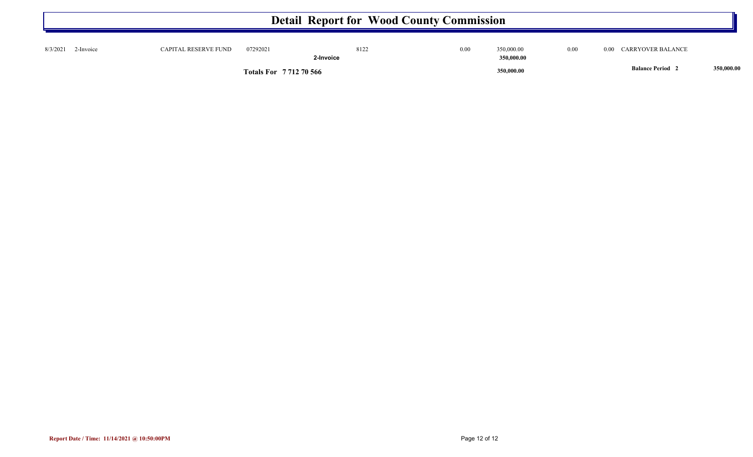# Detail Report for Wood County Commission

| | | | | | | | | | |
|---|---|---|---|---|---|---|---|---|---|
| 8/3/2021 | 2-Invoice | CAPITAL RESERVE FUND | 07292021 | 8122 | 0.00 | 350,000.00 | 0.00 | 0.00 | CARRYOVER BALANCE |
| | | | **2-Invoice** | | | **350,000.00** | | | |
| | | | **Totals For 7 712 70 566** | | | **350,000.00** | | | **Balance Period 2** **350,000.00** |

**Report Date / Time: 11/14/2021 @ 10:50:00PM**